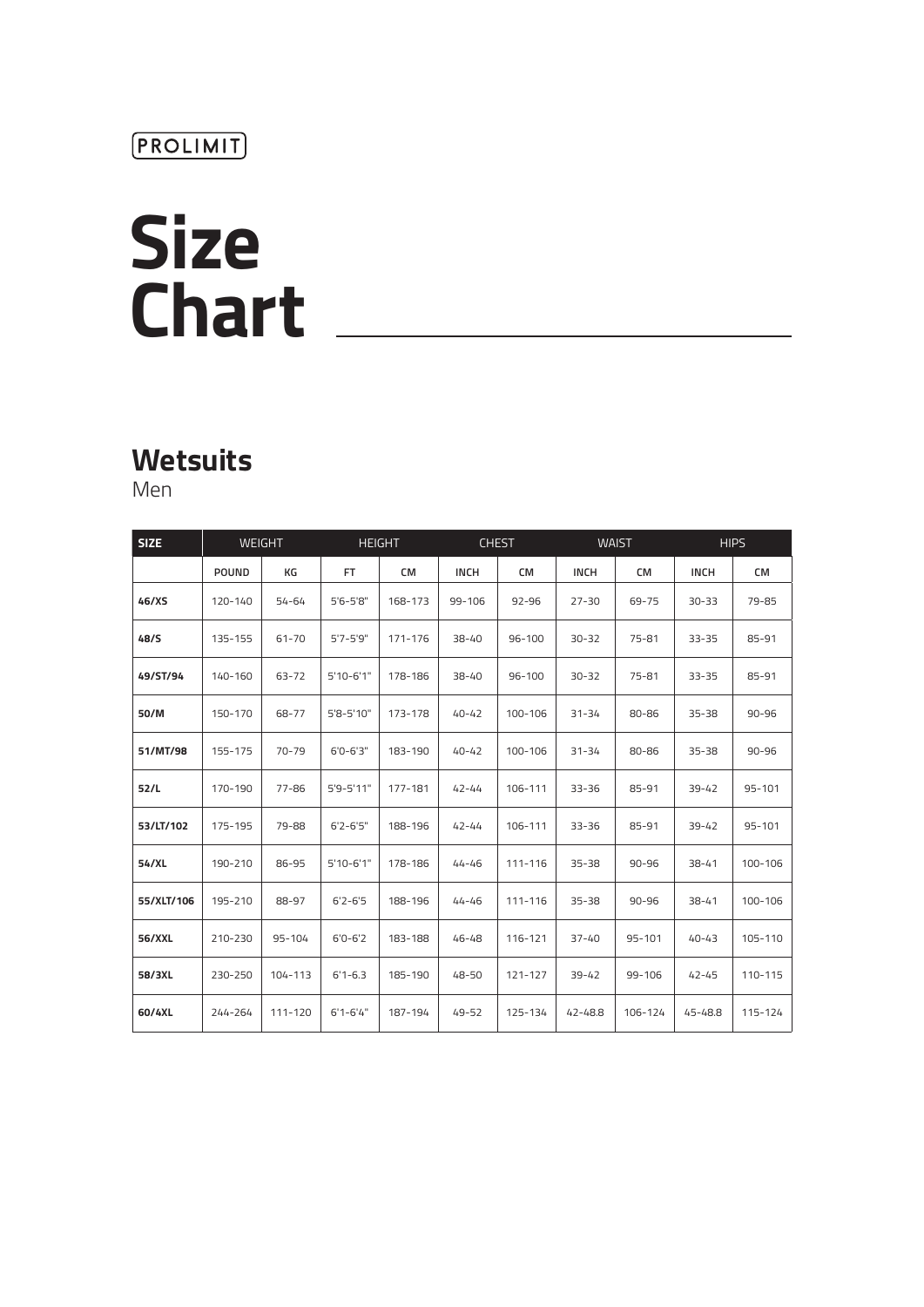PROLIMIT

# Size Chart

## Wetsuits

Men

| SIZE | WEIGHT | | HEIGHT | | CHEST | | WAIST | | HIPS | |
|---|---|---|---|---|---|---|---|---|---|---|
| | POUND | KG | FT | CM | INCH | CM | INCH | CM | INCH | CM |
| **46/XS** | 120-140 | 54-64 | 5'6-5'8" | 168-173 | 99-106 | 92-96 | 27-30 | 69-75 | 30-33 | 79-85 |
| **48/S** | 135-155 | 61-70 | 5'7-5'9" | 171-176 | 38-40 | 96-100 | 30-32 | 75-81 | 33-35 | 85-91 |
| **49/ST/94** | 140-160 | 63-72 | 5'10-6'1" | 178-186 | 38-40 | 96-100 | 30-32 | 75-81 | 33-35 | 85-91 |
| **50/M** | 150-170 | 68-77 | 5'8-5'10" | 173-178 | 40-42 | 100-106 | 31-34 | 80-86 | 35-38 | 90-96 |
| **51/MT/98** | 155-175 | 70-79 | 6'0-6'3" | 183-190 | 40-42 | 100-106 | 31-34 | 80-86 | 35-38 | 90-96 |
| **52/L** | 170-190 | 77-86 | 5'9-5'11" | 177-181 | 42-44 | 106-111 | 33-36 | 85-91 | 39-42 | 95-101 |
| **53/LT/102** | 175-195 | 79-88 | 6'2-6'5" | 188-196 | 42-44 | 106-111 | 33-36 | 85-91 | 39-42 | 95-101 |
| **54/XL** | 190-210 | 86-95 | 5'10-6'1" | 178-186 | 44-46 | 111-116 | 35-38 | 90-96 | 38-41 | 100-106 |
| **55/XLT/106** | 195-210 | 88-97 | 6'2-6'5 | 188-196 | 44-46 | 111-116 | 35-38 | 90-96 | 38-41 | 100-106 |
| **56/XXL** | 210-230 | 95-104 | 6'0-6'2 | 183-188 | 46-48 | 116-121 | 37-40 | 95-101 | 40-43 | 105-110 |
| **58/3XL** | 230-250 | 104-113 | 6'1-6.3 | 185-190 | 48-50 | 121-127 | 39-42 | 99-106 | 42-45 | 110-115 |
| **60/4XL** | 244-264 | 111-120 | 6'1-6'4" | 187-194 | 49-52 | 125-134 | 42-48.8 | 106-124 | 45-48.8 | 115-124 |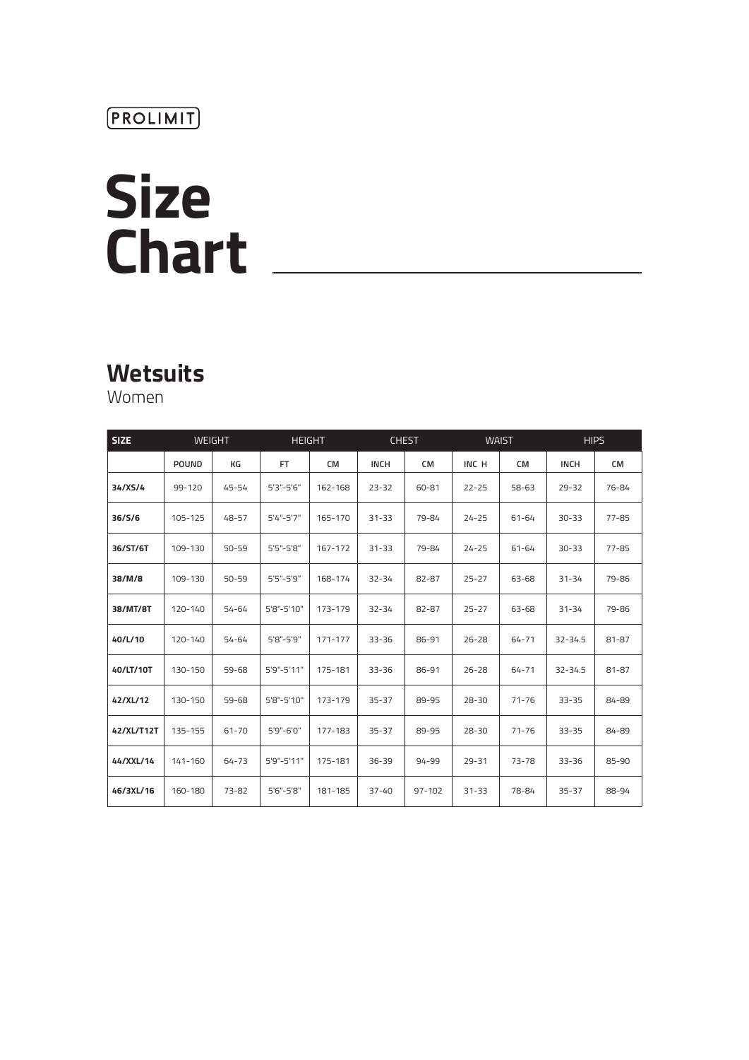PROLIMIT

# Size Chart

## Wetsuits

Women

| SIZE | WEIGHT | | HEIGHT | | CHEST | | WAIST | | HIPS | |
|---|---|---|---|---|---|---|---|---|---|---|
| | POUND | KG | FT | CM | INCH | CM | INC H | CM | INCH | CM |
| **34/XS/4** | 99-120 | 45-54 | 5'3"-5'6" | 162-168 | 23-32 | 60-81 | 22-25 | 58-63 | 29-32 | 76-84 |
| **36/S/6** | 105-125 | 48-57 | 5'4"-5'7" | 165-170 | 31-33 | 79-84 | 24-25 | 61-64 | 30-33 | 77-85 |
| **36/ST/6T** | 109-130 | 50-59 | 5'5"-5'8" | 167-172 | 31-33 | 79-84 | 24-25 | 61-64 | 30-33 | 77-85 |
| **38/M/8** | 109-130 | 50-59 | 5'5"-5'9" | 168-174 | 32-34 | 82-87 | 25-27 | 63-68 | 31-34 | 79-86 |
| **38/MT/8T** | 120-140 | 54-64 | 5'8"-5'10" | 173-179 | 32-34 | 82-87 | 25-27 | 63-68 | 31-34 | 79-86 |
| **40/L/10** | 120-140 | 54-64 | 5'8"-5'9" | 171-177 | 33-36 | 86-91 | 26-28 | 64-71 | 32-34.5 | 81-87 |
| **40/LT/10T** | 130-150 | 59-68 | 5'9"-5'11" | 175-181 | 33-36 | 86-91 | 26-28 | 64-71 | 32-34.5 | 81-87 |
| **42/XL/12** | 130-150 | 59-68 | 5'8"-5'10" | 173-179 | 35-37 | 89-95 | 28-30 | 71-76 | 33-35 | 84-89 |
| **42/XL/T12T** | 135-155 | 61-70 | 5'9"-6'0" | 177-183 | 35-37 | 89-95 | 28-30 | 71-76 | 33-35 | 84-89 |
| **44/XXL/14** | 141-160 | 64-73 | 5'9"-5'11" | 175-181 | 36-39 | 94-99 | 29-31 | 73-78 | 33-36 | 85-90 |
| **46/3XL/16** | 160-180 | 73-82 | 5'6"-5'8" | 181-185 | 37-40 | 97-102 | 31-33 | 78-84 | 35-37 | 88-94 |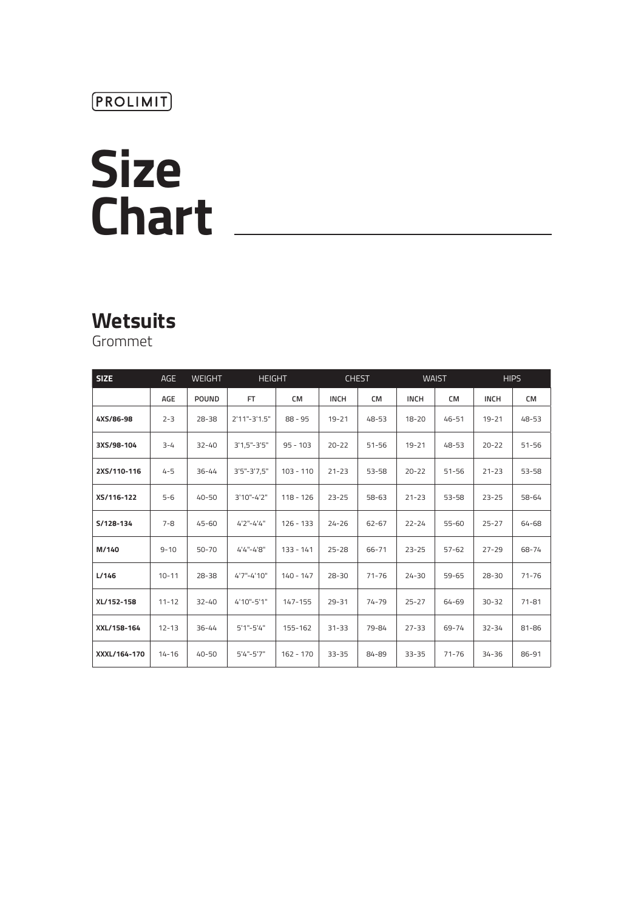PROLIMIT

# Size Chart

## Wetsuits

Grommet

| SIZE | AGE | WEIGHT | HEIGHT | | CHEST | | WAIST | | HIPS | |
|---|---|---|---|---|---|---|---|---|---|---|
| | AGE | POUND | FT | CM | INCH | CM | INCH | CM | INCH | CM |
| **4XS/86-98** | 2-3 | 28-38 | 2'11"-3'1.5" | 88 - 95 | 19-21 | 48-53 | 18-20 | 46-51 | 19-21 | 48-53 |
| **3XS/98-104** | 3-4 | 32-40 | 3'1,5"-3'5" | 95 - 103 | 20-22 | 51-56 | 19-21 | 48-53 | 20-22 | 51-56 |
| **2XS/110-116** | 4-5 | 36-44 | 3'5"-3'7,5" | 103 - 110 | 21-23 | 53-58 | 20-22 | 51-56 | 21-23 | 53-58 |
| **XS/116-122** | 5-6 | 40-50 | 3'10"-4'2" | 118 - 126 | 23-25 | 58-63 | 21-23 | 53-58 | 23-25 | 58-64 |
| **S/128-134** | 7-8 | 45-60 | 4'2"-4'4" | 126 - 133 | 24-26 | 62-67 | 22-24 | 55-60 | 25-27 | 64-68 |
| **M/140** | 9-10 | 50-70 | 4'4"-4'8" | 133 - 141 | 25-28 | 66-71 | 23-25 | 57-62 | 27-29 | 68-74 |
| **L/146** | 10-11 | 28-38 | 4'7"-4'10" | 140 - 147 | 28-30 | 71-76 | 24-30 | 59-65 | 28-30 | 71-76 |
| **XL/152-158** | 11-12 | 32-40 | 4'10"-5'1" | 147-155 | 29-31 | 74-79 | 25-27 | 64-69 | 30-32 | 71-81 |
| **XXL/158-164** | 12-13 | 36-44 | 5'1"-5'4" | 155-162 | 31-33 | 79-84 | 27-33 | 69-74 | 32-34 | 81-86 |
| **XXXL/164-170** | 14-16 | 40-50 | 5'4"-5'7" | 162 - 170 | 33-35 | 84-89 | 33-35 | 71-76 | 34-36 | 86-91 |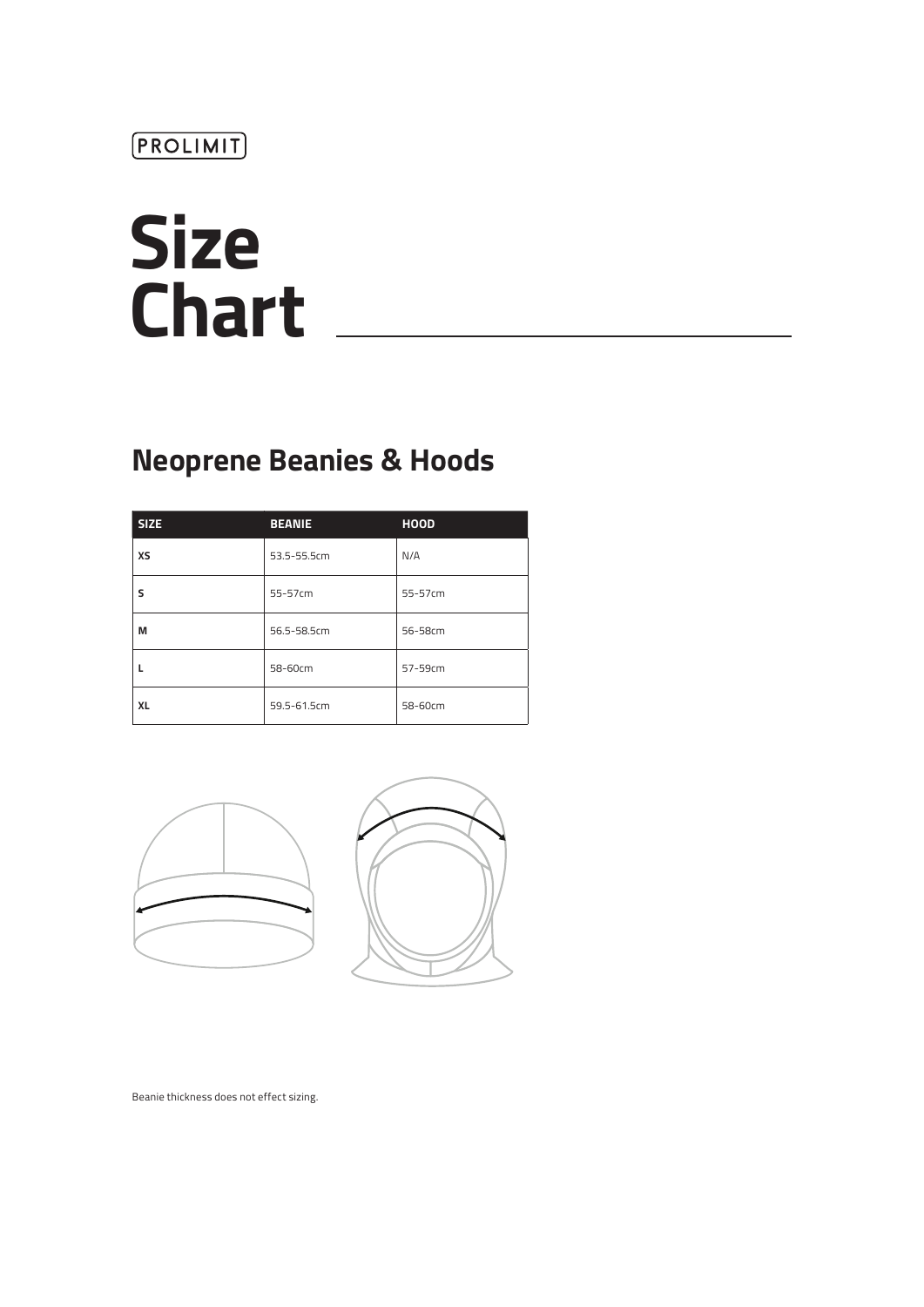PROLIMIT

# Size Chart

## Neoprene Beanies & Hoods

| SIZE | BEANIE | HOOD |
| --- | --- | --- |
| XS | 53.5-55.5cm | N/A |
| S | 55-57cm | 55-57cm |
| M | 56.5-58.5cm | 56-58cm |
| L | 58-60cm | 57-59cm |
| XL | 59.5-61.5cm | 58-60cm |

Beanie thickness does not effect sizing.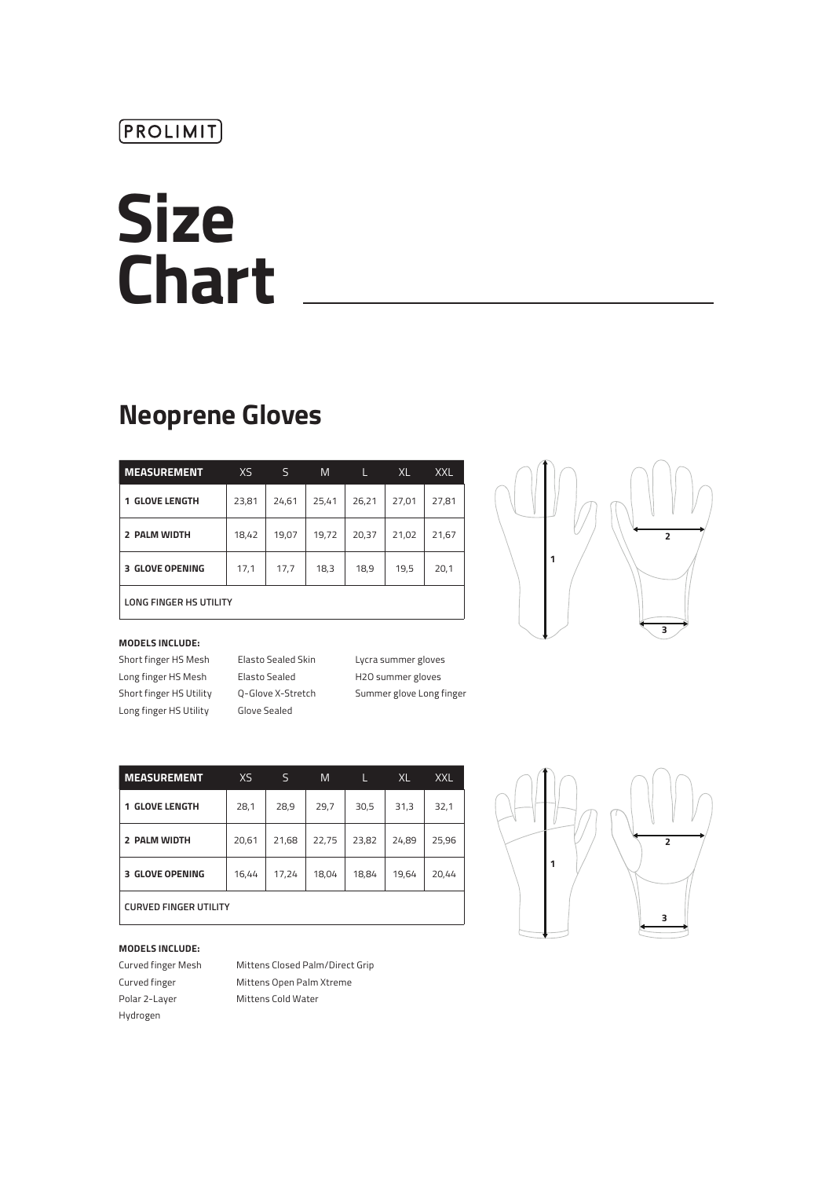PROLIMIT

# Size Chart

## Neoprene Gloves

| MEASUREMENT | XS | S | M | L | XL | XXL |
|---|---|---|---|---|---|---|
| 1 GLOVE LENGTH | 23,81 | 24,61 | 25,41 | 26,21 | 27,01 | 27,81 |
| 2 PALM WIDTH | 18,42 | 19,07 | 19,72 | 20,37 | 21,02 | 21,67 |
| 3 GLOVE OPENING | 17,1 | 17,7 | 18,3 | 18,9 | 19,5 | 20,1 |
| LONG FINGER HS UTILITY | | | | | | |

**MODELS INCLUDE:**

Short finger HS Mesh
Long finger HS Mesh
Short finger HS Utility
Long finger HS Utility
Elasto Sealed Skin
Elasto Sealed
Q-Glove X-Stretch
Glove Sealed
Lycra summer gloves
H2O summer gloves
Summer glove Long finger

| MEASUREMENT | XS | S | M | L | XL | XXL |
|---|---|---|---|---|---|---|
| 1 GLOVE LENGTH | 28,1 | 28,9 | 29,7 | 30,5 | 31,3 | 32,1 |
| 2 PALM WIDTH | 20,61 | 21,68 | 22,75 | 23,82 | 24,89 | 25,96 |
| 3 GLOVE OPENING | 16,44 | 17,24 | 18,04 | 18,84 | 19,64 | 20,44 |
| CURVED FINGER UTILITY | | | | | | |

**MODELS INCLUDE:**

Curved finger Mesh
Curved finger
Polar 2-Layer
Hydrogen
Mittens Closed Palm/Direct Grip
Mittens Open Palm Xtreme
Mittens Cold Water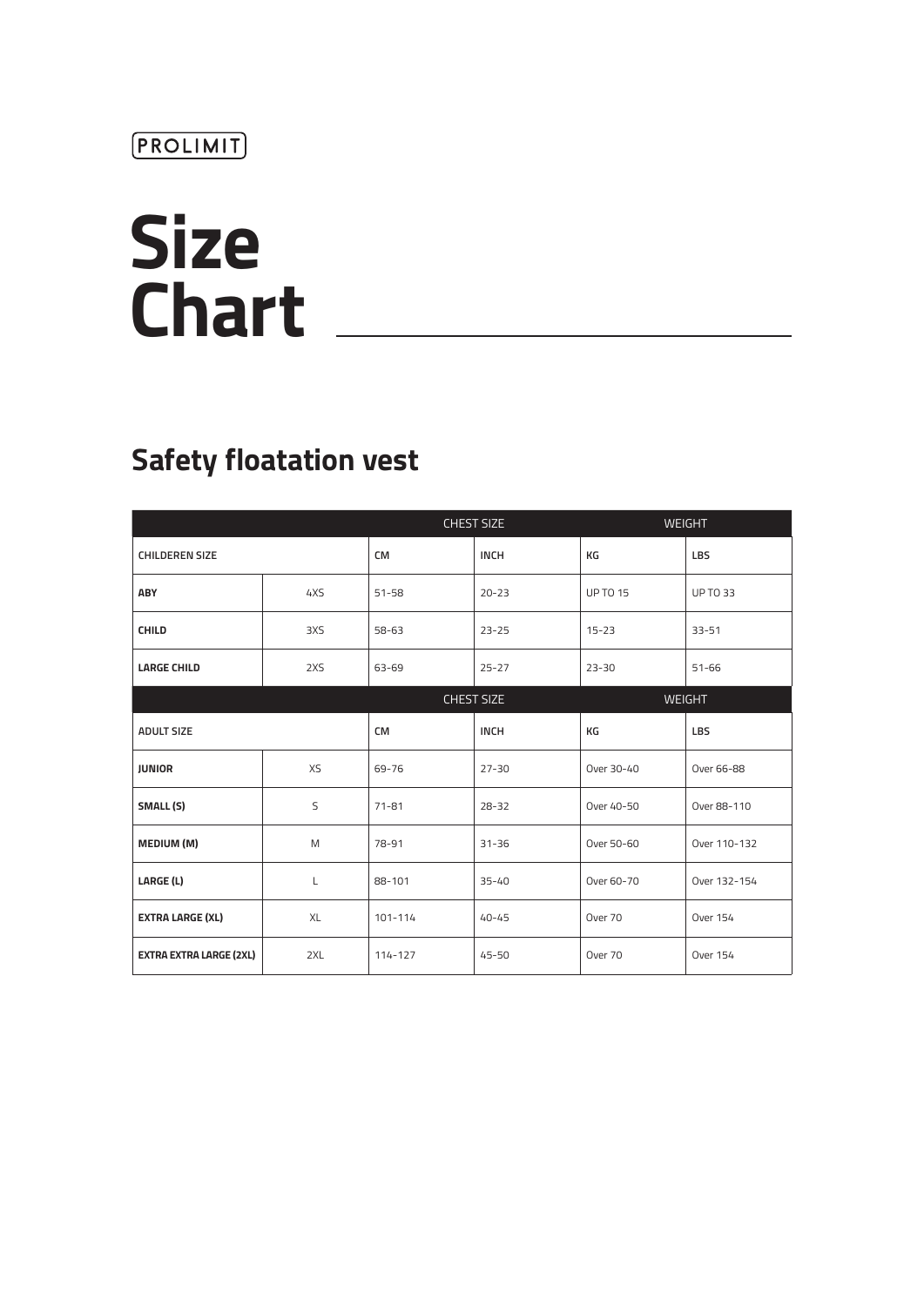PROLIMIT

# Size Chart

## Safety floatation vest

| | | CHEST SIZE | | WEIGHT | |
|---|---|---|---|---|---|
| CHILDEREN SIZE | | CM | INCH | KG | LBS |
| **ABY** | 4XS | 51-58 | 20-23 | UP TO 15 | UP TO 33 |
| **CHILD** | 3XS | 58-63 | 23-25 | 15-23 | 33-51 |
| **LARGE CHILD** | 2XS | 63-69 | 25-27 | 23-30 | 51-66 |
| | | CHEST SIZE | | WEIGHT | |
| ADULT SIZE | | CM | INCH | KG | LBS |
| **JUNIOR** | XS | 69-76 | 27-30 | Over 30-40 | Over 66-88 |
| **SMALL (S)** | S | 71-81 | 28-32 | Over 40-50 | Over 88-110 |
| **MEDIUM (M)** | M | 78-91 | 31-36 | Over 50-60 | Over 110-132 |
| **LARGE (L)** | L | 88-101 | 35-40 | Over 60-70 | Over 132-154 |
| **EXTRA LARGE (XL)** | XL | 101-114 | 40-45 | Over 70 | Over 154 |
| **EXTRA EXTRA LARGE (2XL)** | 2XL | 114-127 | 45-50 | Over 70 | Over 154 |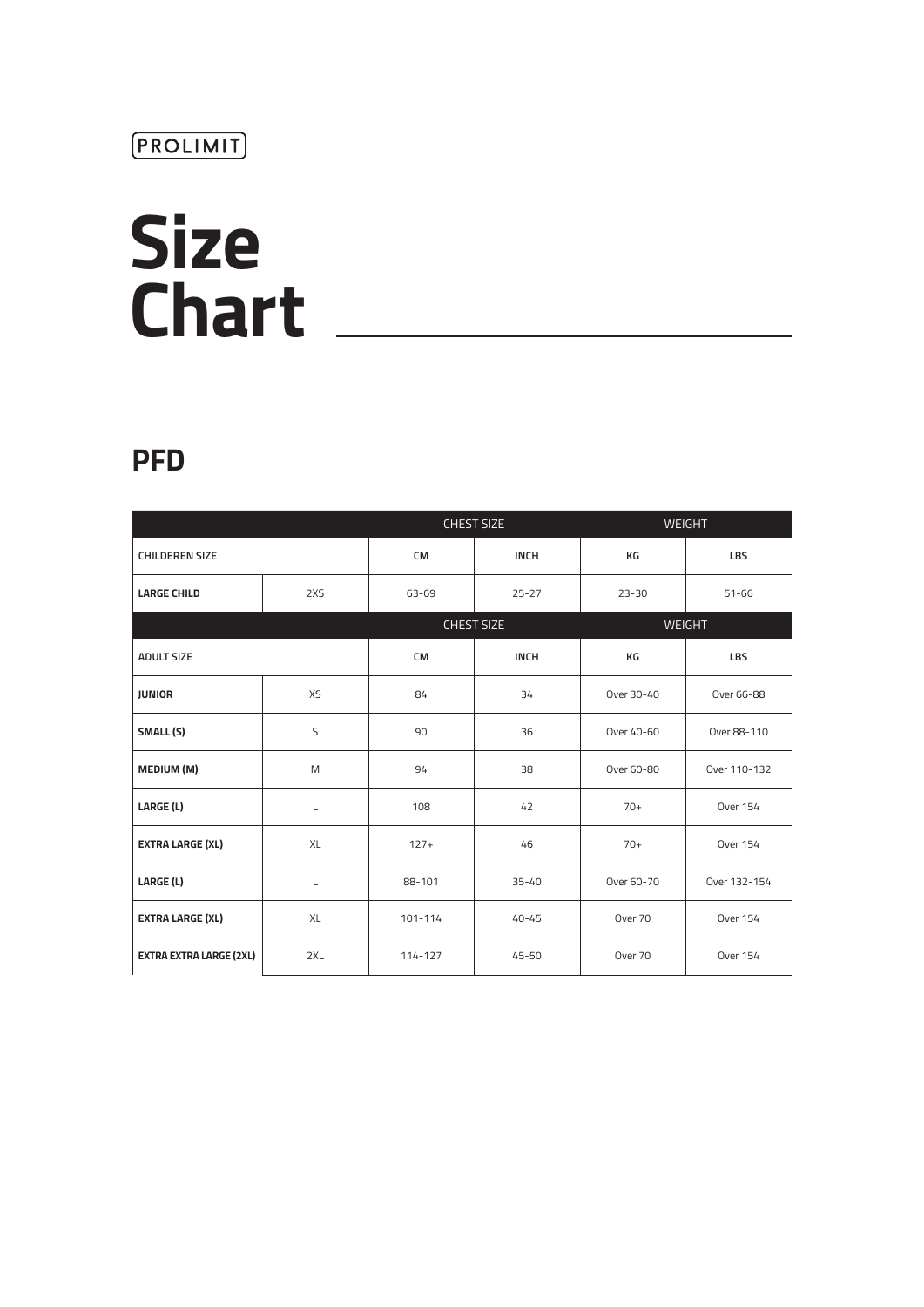PROLIMIT

# Size Chart

## PFD

| | | CHEST SIZE | | WEIGHT | |
|---|---|---|---|---|---|
| CHILDEREN SIZE | | CM | INCH | KG | LBS |
| **LARGE CHILD** | 2XS | 63-69 | 25-27 | 23-30 | 51-66 |
| | | CHEST SIZE | | WEIGHT | |
| ADULT SIZE | | CM | INCH | KG | LBS |
| **JUNIOR** | XS | 84 | 34 | Over 30-40 | Over 66-88 |
| **SMALL (S)** | S | 90 | 36 | Over 40-60 | Over 88-110 |
| **MEDIUM (M)** | M | 94 | 38 | Over 60-80 | Over 110-132 |
| **LARGE (L)** | L | 108 | 42 | 70+ | Over 154 |
| **EXTRA LARGE (XL)** | XL | 127+ | 46 | 70+ | Over 154 |
| **LARGE (L)** | L | 88-101 | 35-40 | Over 60-70 | Over 132-154 |
| **EXTRA LARGE (XL)** | XL | 101-114 | 40-45 | Over 70 | Over 154 |
| **EXTRA EXTRA LARGE (2XL)** | 2XL | 114-127 | 45-50 | Over 70 | Over 154 |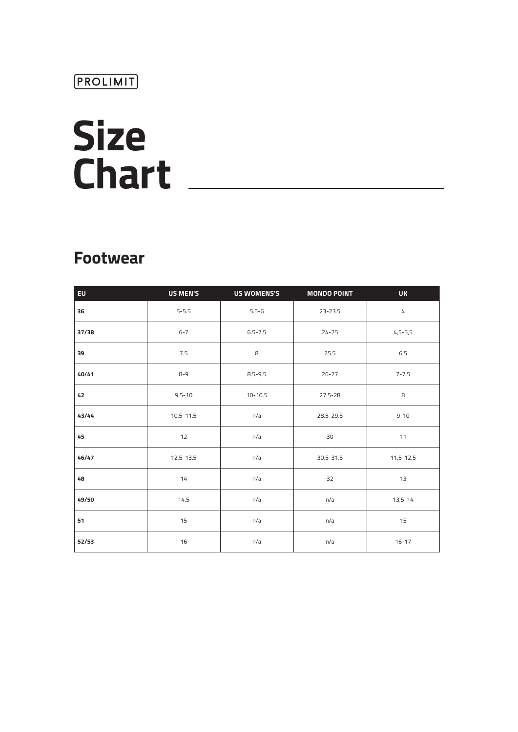PROLIMIT

# Size Chart

## Footwear

| EU | US MEN'S | US WOMENS'S | MONDO POINT | UK |
|---|---|---|---|---|
| **36** | 5-5.5 | 5.5-6 | 23-23.5 | 4 |
| **37/38** | 6-7 | 6.5-7.5 | 24-25 | 4,5-5,5 |
| **39** | 7.5 | 8 | 25.5 | 6,5 |
| **40/41** | 8-9 | 8.5-9.5 | 26-27 | 7-7,5 |
| **42** | 9.5-10 | 10-10.5 | 27.5-28 | 8 |
| **43/44** | 10.5-11.5 | n/a | 28.5-29.5 | 9-10 |
| **45** | 12 | n/a | 30 | 11 |
| **46/47** | 12.5-13.5 | n/a | 30.5-31.5 | 11,5-12,5 |
| **48** | 14 | n/a | 32 | 13 |
| **49/50** | 14.5 | n/a | n/a | 13,5-14 |
| **51** | 15 | n/a | n/a | 15 |
| **52/53** | 16 | n/a | n/a | 16-17 |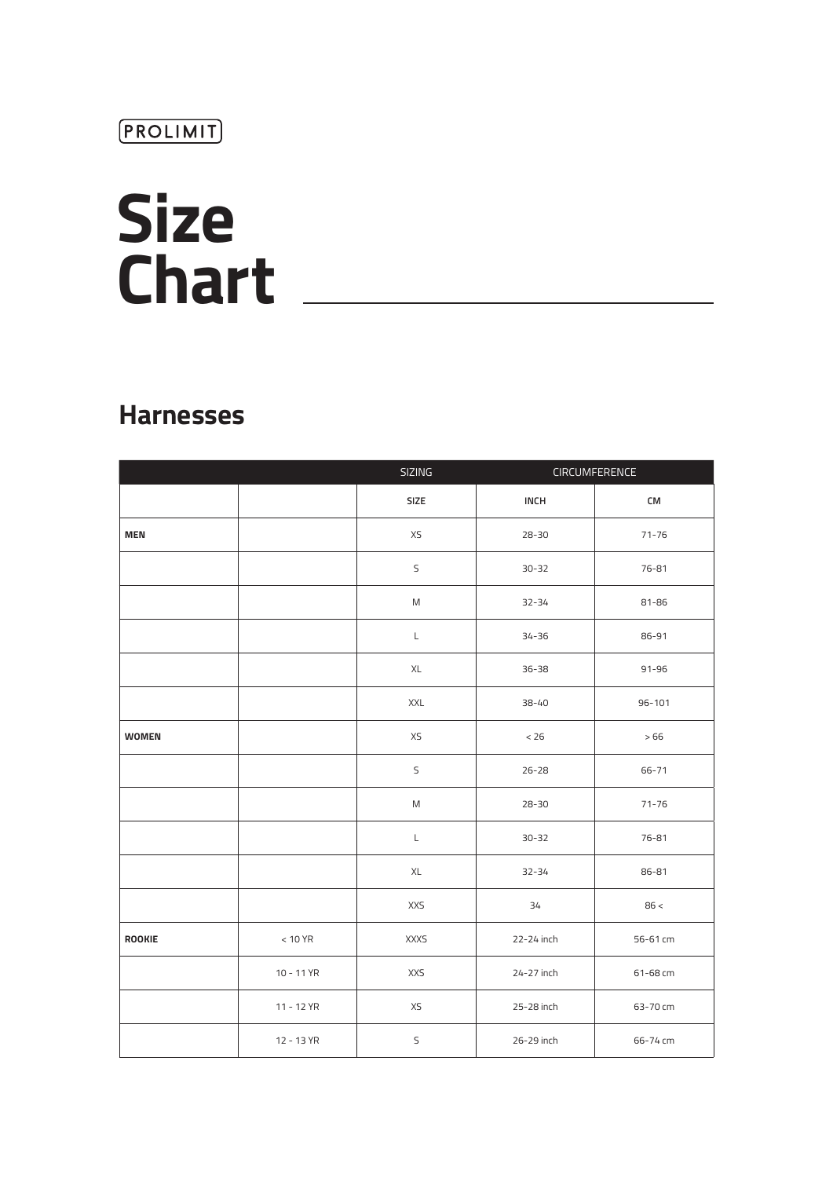PROLIMIT

# Size Chart

## Harnesses

| | | SIZING | CIRCUMFERENCE | |
|---|---|---|---|---|
| | | **SIZE** | **INCH** | **CM** |
| **MEN** | | XS | 28-30 | 71-76 |
| | | S | 30-32 | 76-81 |
| | | M | 32-34 | 81-86 |
| | | L | 34-36 | 86-91 |
| | | XL | 36-38 | 91-96 |
| | | XXL | 38-40 | 96-101 |
| **WOMEN** | | XS | < 26 | > 66 |
| | | S | 26-28 | 66-71 |
| | | M | 28-30 | 71-76 |
| | | L | 30-32 | 76-81 |
| | | XL | 32-34 | 86-81 |
| | | XXS | 34 | 86 < |
| **ROOKIE** | < 10 YR | XXXS | 22-24 inch | 56-61 cm |
| | 10 - 11 YR | XXS | 24-27 inch | 61-68 cm |
| | 11 - 12 YR | XS | 25-28 inch | 63-70 cm |
| | 12 - 13 YR | S | 26-29 inch | 66-74 cm |